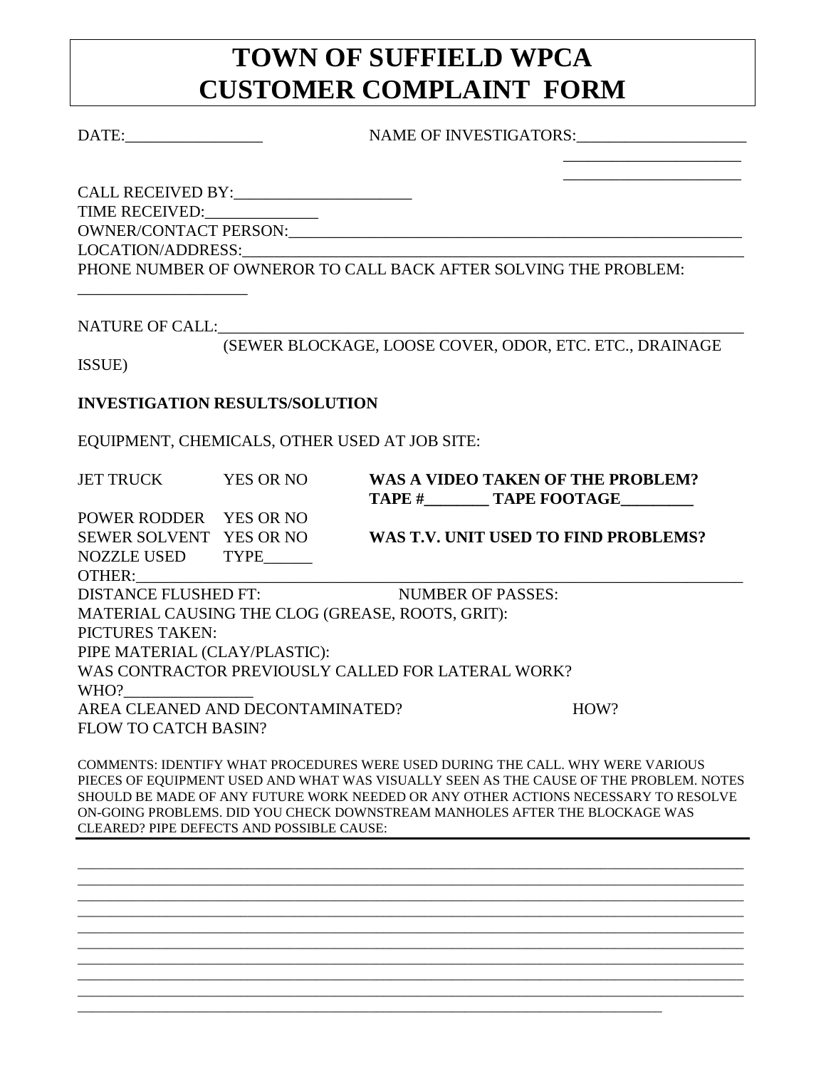# TOWN OF SUFFIELD WPCA
# CUSTOMER COMPLAINT FORM

DATE:_________________ NAME OF INVESTIGATORS:_____________________
_____________________
_____________________

CALL RECEIVED BY:______________________
TIME RECEIVED:______________
OWNER/CONTACT PERSON:__________________________________________________________
LOCATION/ADDRESS:______________________________________________________________
PHONE NUMBER OF OWNEROR TO CALL BACK AFTER SOLVING THE PROBLEM:
_____________________

NATURE OF CALL:________________________________________________________________
(SEWER BLOCKAGE, LOOSE COVER, ODOR, ETC. ETC., DRAINAGE ISSUE)

**INVESTIGATION RESULTS/SOLUTION**

EQUIPMENT, CHEMICALS, OTHER USED AT JOB SITE:

JET TRUCK YES OR NO **WAS A VIDEO TAKEN OF THE PROBLEM?**
**TAPE #________ TAPE FOOTAGE_________**
POWER RODDER YES OR NO
SEWER SOLVENT YES OR NO **WAS T.V. UNIT USED TO FIND PROBLEMS?**
NOZZLE USED TYPE______
OTHER:_________________________________________________________________________
DISTANCE FLUSHED FT: NUMBER OF PASSES:
MATERIAL CAUSING THE CLOG (GREASE, ROOTS, GRIT):
PICTURES TAKEN:
PIPE MATERIAL (CLAY/PLASTIC):
WAS CONTRACTOR PREVIOUSLY CALLED FOR LATERAL WORK?
WHO?________________
AREA CLEANED AND DECONTAMINATED? HOW?
FLOW TO CATCH BASIN?

COMMENTS: IDENTIFY WHAT PROCEDURES WERE USED DURING THE CALL. WHY WERE VARIOUS PIECES OF EQUIPMENT USED AND WHAT WAS VISUALLY SEEN AS THE CAUSE OF THE PROBLEM. NOTES SHOULD BE MADE OF ANY FUTURE WORK NEEDED OR ANY OTHER ACTIONS NECESSARY TO RESOLVE ON-GOING PROBLEMS. DID YOU CHECK DOWNSTREAM MANHOLES AFTER THE BLOCKAGE WAS CLEARED? PIPE DEFECTS AND POSSIBLE CAUSE:

_______________________________________________________________________________
_______________________________________________________________________________
_______________________________________________________________________________
_______________________________________________________________________________
_______________________________________________________________________________
_______________________________________________________________________________
_______________________________________________________________________________
_______________________________________________________________________________
_______________________________________________________________________________
_______________________________________________________________________________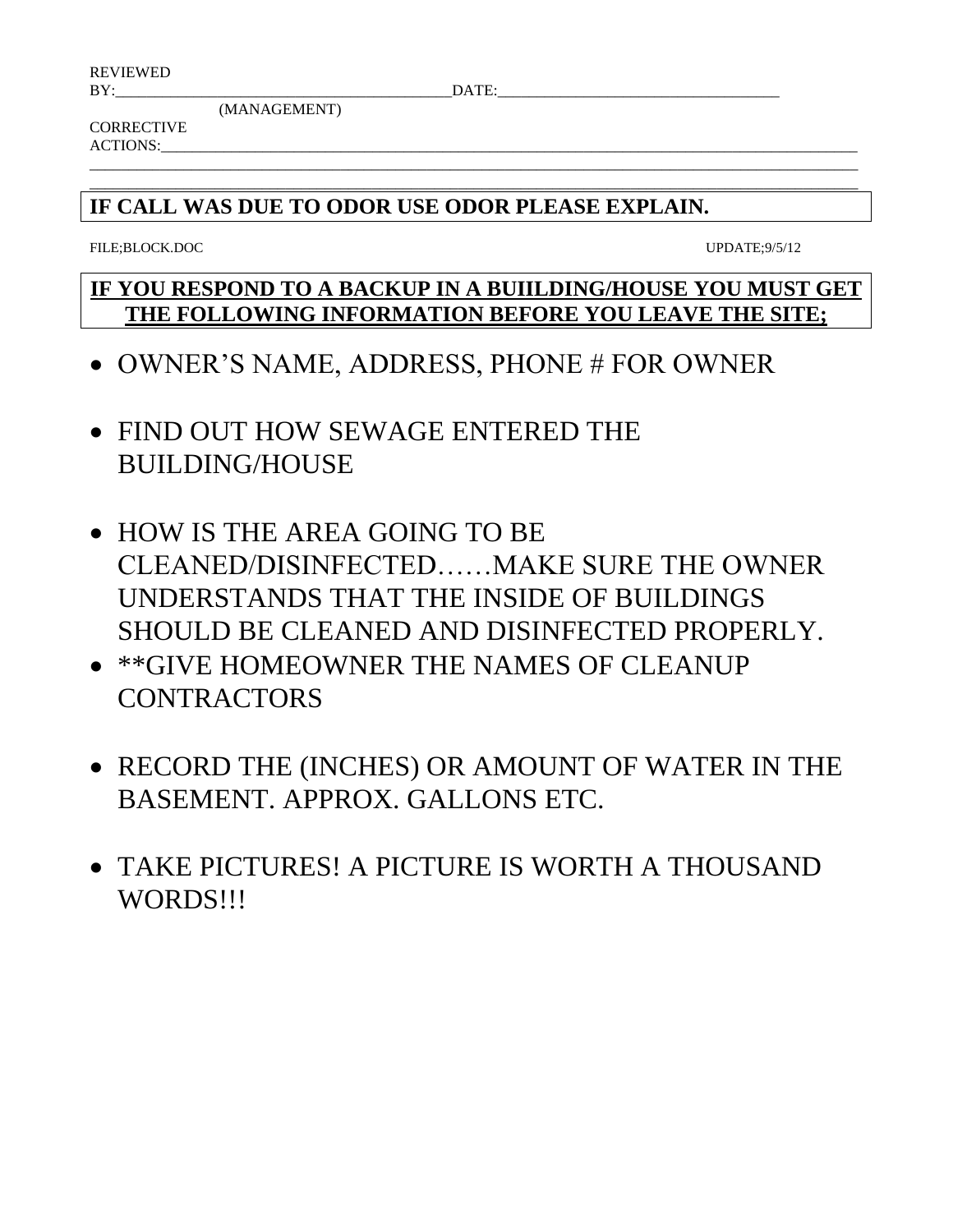REVIEWED BY:\_\_\_\_\_\_\_\_\_\_\_\_\_\_\_\_\_\_\_\_\_\_\_\_\_\_\_\_\_\_\_\_\_\_\_\_\_\_\_\_\_\_DATE:\_\_\_\_\_\_\_\_\_\_\_\_\_\_\_\_\_\_\_\_\_\_\_\_\_\_\_\_\_\_\_\_\_\_\_\_

(MANAGEMENT)

CORRECTIVE ACTIONS:\_\_\_\_\_\_\_\_\_\_\_\_\_\_\_\_\_\_\_\_\_\_\_\_\_\_\_\_\_\_\_\_\_\_\_\_\_\_\_\_\_\_\_\_\_\_\_\_\_\_\_\_\_\_\_\_\_\_\_\_\_\_\_\_\_\_\_\_\_\_\_\_\_\_\_\_\_\_\_\_\_\_\_\_

\_\_\_\_\_\_\_\_\_\_\_\_\_\_\_\_\_\_\_\_\_\_\_\_\_\_\_\_\_\_\_\_\_\_\_\_\_\_\_\_\_\_\_\_\_\_\_\_\_\_\_\_\_\_\_\_\_\_\_\_\_\_\_\_\_\_\_\_\_\_\_\_\_\_\_\_\_\_\_\_\_\_\_\_\_\_\_\_\_\_\_\_\_\_\_\_\_\_

**IF CALL WAS DUE TO ODOR USE ODOR PLEASE EXPLAIN.**

FILE;BLOCK.DOC UPDATE;9/5/12

**IF YOU RESPOND TO A BACKUP IN A BUIILDING/HOUSE YOU MUST GET THE FOLLOWING INFORMATION BEFORE YOU LEAVE THE SITE;**

- OWNER'S NAME, ADDRESS, PHONE # FOR OWNER
- FIND OUT HOW SEWAGE ENTERED THE BUILDING/HOUSE
- HOW IS THE AREA GOING TO BE CLEANED/DISINFECTED……MAKE SURE THE OWNER UNDERSTANDS THAT THE INSIDE OF BUILDINGS SHOULD BE CLEANED AND DISINFECTED PROPERLY.
- **GIVE HOMEOWNER THE NAMES OF CLEANUP CONTRACTORS
- RECORD THE (INCHES) OR AMOUNT OF WATER IN THE BASEMENT. APPROX. GALLONS ETC.
- TAKE PICTURES! A PICTURE IS WORTH A THOUSAND WORDS!!!